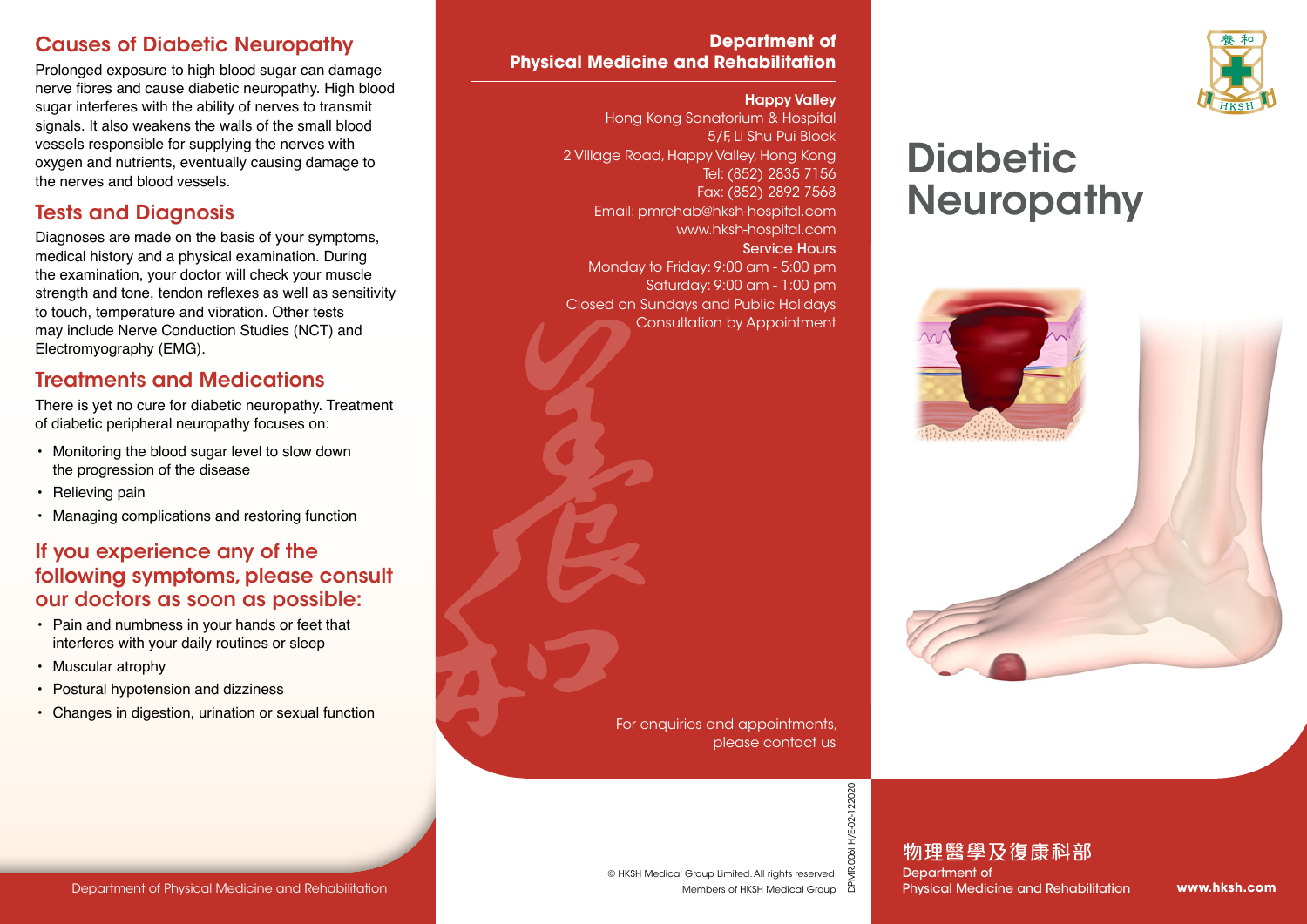## Causes of Diabetic Neuropathy

Prolonged exposure to high blood sugar can damage nerve fibres and cause diabetic neuropathy. High blood sugar interferes with the ability of nerves to transmit signals. It also weakens the walls of the small blood vessels responsible for supplying the nerves with oxygen and nutrients, eventually causing damage to the nerves and blood vessels.

## Tests and Diagnosis

Diagnoses are made on the basis of your symptoms, medical history and a physical examination. During the examination, your doctor will check your muscle strength and tone, tendon reflexes as well as sensitivity to touch, temperature and vibration. Other tests may include Nerve Conduction Studies (NCT) and Electromyography (EMG).

## Treatments and Medications

There is yet no cure for diabetic neuropathy. Treatment of diabetic peripheral neuropathy focuses on:

- Monitoring the blood sugar level to slow down the progression of the disease
- Relieving pain
- Managing complications and restoring function

## If you experience any of the following symptoms, please consult our doctors as soon as possible:

- Pain and numbness in your hands or feet that interferes with your daily routines or sleep
- Muscular atrophy
- Postural hypotension and dizziness
- Changes in digestion, urination or sexual function

Department of Physical Medicine and Rehabilitation

**Department of Physical Medicine and Rehabilitation**

**Happy Valley**
Hong Kong Sanatorium & Hospital
5/F, Li Shu Pui Block
2 Village Road, Happy Valley, Hong Kong
Tel: (852) 2835 7156
Fax: (852) 2892 7568
Email: pmrehab@hksh-hospital.com
www.hksh-hospital.com

**Service Hours**
Monday to Friday: 9:00 am - 5:00 pm
Saturday: 9:00 am - 1:00 pm
Closed on Sundays and Public Holidays
Consultation by Appointment

For enquiries and appointments, please contact us

© HKSH Medical Group Limited. All rights reserved.
Members of HKSH Medical Group

DPMR.006I.H/E-02-122020

# Diabetic Neuropathy

**物理醫學及復康科部**
Department of Physical Medicine and Rehabilitation

**www.hksh.com**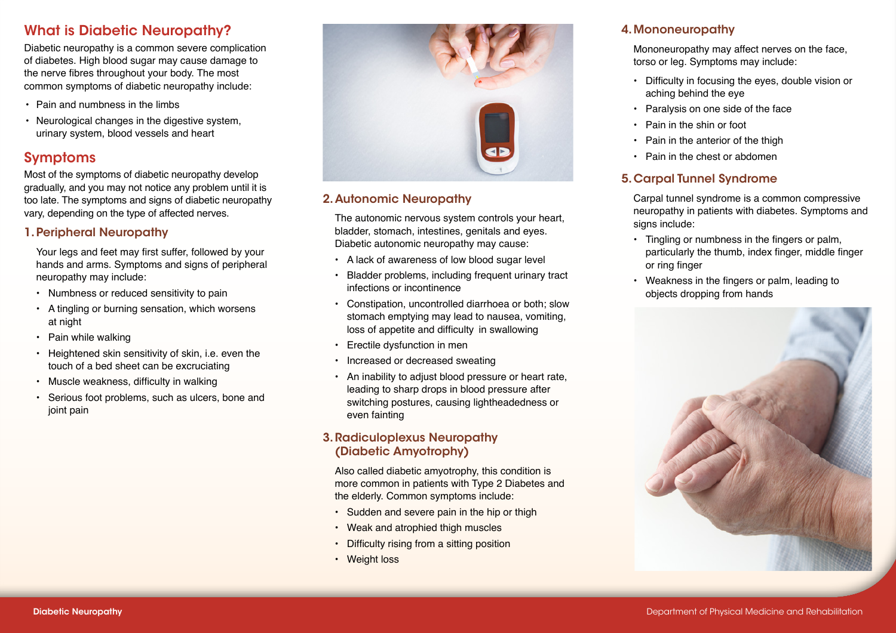## What is Diabetic Neuropathy?

Diabetic neuropathy is a common severe complication of diabetes. High blood sugar may cause damage to the nerve fibres throughout your body. The most common symptoms of diabetic neuropathy include:

- Pain and numbness in the limbs
- Neurological changes in the digestive system, urinary system, blood vessels and heart

## Symptoms

Most of the symptoms of diabetic neuropathy develop gradually, and you may not notice any problem until it is too late. The symptoms and signs of diabetic neuropathy vary, depending on the type of affected nerves.

### 1. Peripheral Neuropathy

Your legs and feet may first suffer, followed by your hands and arms. Symptoms and signs of peripheral neuropathy may include:

- Numbness or reduced sensitivity to pain
- A tingling or burning sensation, which worsens at night
- Pain while walking
- Heightened skin sensitivity of skin, i.e. even the touch of a bed sheet can be excruciating
- Muscle weakness, difficulty in walking
- Serious foot problems, such as ulcers, bone and joint pain

### 2. Autonomic Neuropathy

The autonomic nervous system controls your heart, bladder, stomach, intestines, genitals and eyes. Diabetic autonomic neuropathy may cause:

- A lack of awareness of low blood sugar level
- Bladder problems, including frequent urinary tract infections or incontinence
- Constipation, uncontrolled diarrhoea or both; slow stomach emptying may lead to nausea, vomiting, loss of appetite and difficulty in swallowing
- Erectile dysfunction in men
- Increased or decreased sweating
- An inability to adjust blood pressure or heart rate, leading to sharp drops in blood pressure after switching postures, causing lightheadedness or even fainting

### 3. Radiculoplexus Neuropathy (Diabetic Amyotrophy)

Also called diabetic amyotrophy, this condition is more common in patients with Type 2 Diabetes and the elderly. Common symptoms include:

- Sudden and severe pain in the hip or thigh
- Weak and atrophied thigh muscles
- Difficulty rising from a sitting position
- Weight loss

### 4. Mononeuropathy

Mononeuropathy may affect nerves on the face, torso or leg. Symptoms may include:

- Difficulty in focusing the eyes, double vision or aching behind the eye
- Paralysis on one side of the face
- Pain in the shin or foot
- Pain in the anterior of the thigh
- Pain in the chest or abdomen

### 5. Carpal Tunnel Syndrome

Carpal tunnel syndrome is a common compressive neuropathy in patients with diabetes. Symptoms and signs include:

- Tingling or numbness in the fingers or palm, particularly the thumb, index finger, middle finger or ring finger
- Weakness in the fingers or palm, leading to objects dropping from hands